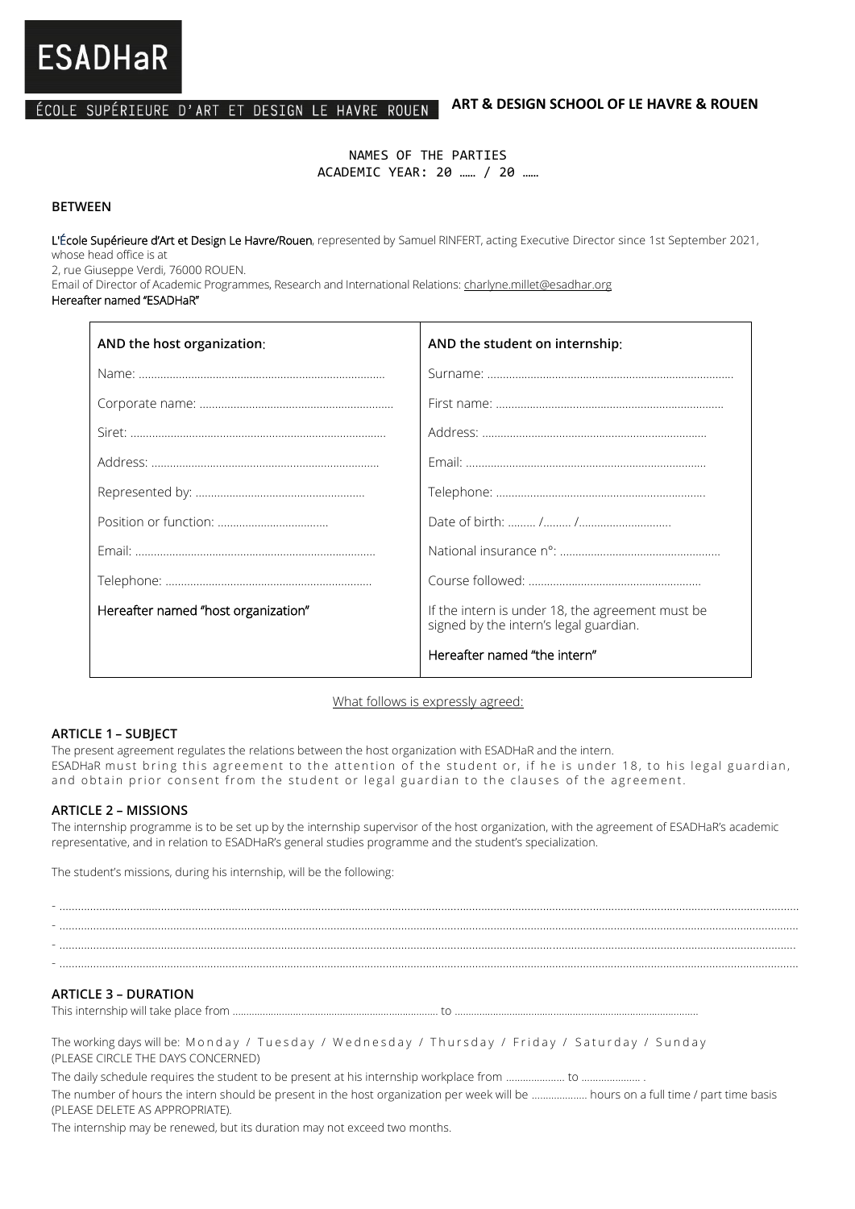# ESADHaR

ÉCOLE SUPÉRIEURE D'ART ET DESIGN LE HAVRE ROUEN **ART & DESIGN SCHOOL OF LE HAVRE & ROUEN**

NAMES OF THE PARTIES
ACADEMIC YEAR: 20 …… / 20 ……

**BETWEEN**

L'École Supérieure d'Art et Design Le Havre/Rouen, represented by Samuel RINFERT, acting Executive Director since 1st September 2021, whose head office is at
2, rue Giuseppe Verdi, 76000 ROUEN.
Email of Director of Academic Programmes, Research and International Relations: charlyne.millet@esadhar.org
Hereafter named "ESADHaR"

| **AND the host organization**: | **AND the student on internship**: |
|---|---|
| Name: ……………………………………………………………… | Surname: ……………………………………………………………… |
| Corporate name: …………………………………………………… | First name: ………………………………………………………… |
| Siret: ………………………………………………………………… | Address: ………………………………………………………… |
| Address: ……………………………………………………… | Email: …………………………………………………………… |
| Represented by: …………………………………………… | Telephone: ……………………………………………………… |
| Position or function: ……………………………… | Date of birth: ……… /……… /………………………… |
| Email: ………………………………………………………… | National insurance n°: …………………………………………… |
| Telephone: …………………………………………………… | Course followed: ………………………………………… |
| Hereafter named "host organization" | If the intern is under 18, the agreement must be signed by the intern's legal guardian. |
| | Hereafter named "the intern" |

What follows is expressly agreed:

### ARTICLE 1 – SUBJECT

The present agreement regulates the relations between the host organization with ESADHaR and the intern.
ESADHaR must bring this agreement to the attention of the student or, if he is under 18, to his legal guardian, and obtain prior consent from the student or legal guardian to the clauses of the agreement.

### ARTICLE 2 – MISSIONS

The internship programme is to be set up by the internship supervisor of the host organization, with the agreement of ESADHaR's academic representative, and in relation to ESADHaR's general studies programme and the student's specialization.

The student's missions, during his internship, will be the following:

- ……………………………………………………………………………………………………………………………………………
- ……………………………………………………………………………………………………………………………………………
- ……………………………………………………………………………………………………………………………………………
- ……………………………………………………………………………………………………………………………………………

### ARTICLE 3 – DURATION

This internship will take place from ……………………………………………… to ………………………………………………………

The working days will be: Monday / Tuesday / Wednesday / Thursday / Friday / Saturday / Sunday
(PLEASE CIRCLE THE DAYS CONCERNED)

The daily schedule requires the student to be present at his internship workplace from ………………… to ………………… .

The number of hours the intern should be present in the host organization per week will be ………………… hours on a full time / part time basis (PLEASE DELETE AS APPROPRIATE).

The internship may be renewed, but its duration may not exceed two months.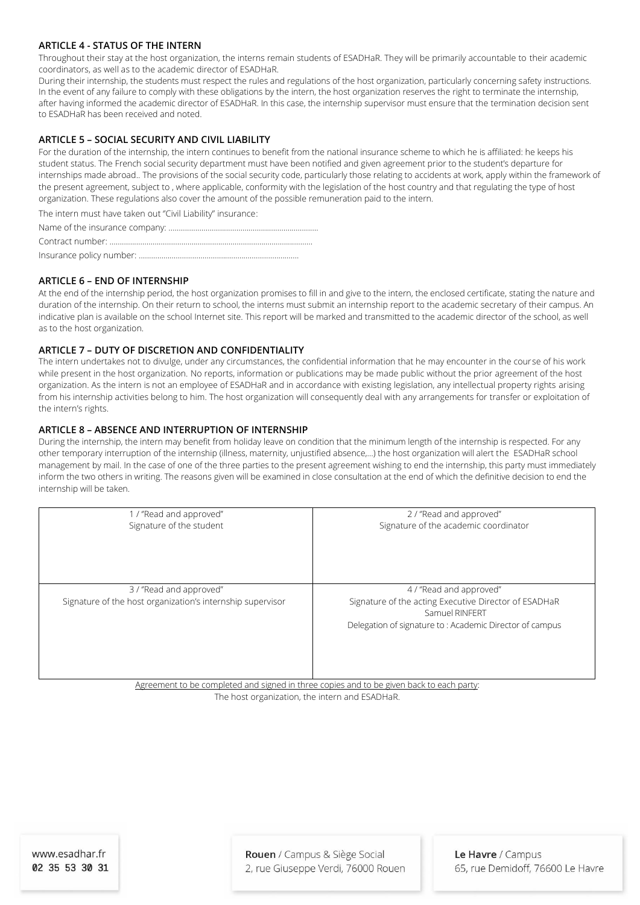### ARTICLE 4 - STATUS OF THE INTERN

Throughout their stay at the host organization, the interns remain students of ESADHaR. They will be primarily accountable to their academic coordinators, as well as to the academic director of ESADHaR.

During their internship, the students must respect the rules and regulations of the host organization, particularly concerning safety instructions. In the event of any failure to comply with these obligations by the intern, the host organization reserves the right to terminate the internship, after having informed the academic director of ESADHaR. In this case, the internship supervisor must ensure that the termination decision sent to ESADHaR has been received and noted.

### ARTICLE 5 – SOCIAL SECURITY AND CIVIL LIABILITY

For the duration of the internship, the intern continues to benefit from the national insurance scheme to which he is affiliated: he keeps his student status. The French social security department must have been notified and given agreement prior to the student's departure for internships made abroad.. The provisions of the social security code, particularly those relating to accidents at work, apply within the framework of the present agreement, subject to , where applicable, conformity with the legislation of the host country and that regulating the type of host organization. These regulations also cover the amount of the possible remuneration paid to the intern.

The intern must have taken out "Civil Liability" insurance:

Name of the insurance company: ..........................................................................

Contract number: ....................................................................................................

Insurance policy number: ..............................................................................

### ARTICLE 6 – END OF INTERNSHIP

At the end of the internship period, the host organization promises to fill in and give to the intern, the enclosed certificate, stating the nature and duration of the internship. On their return to school, the interns must submit an internship report to the academic secretary of their campus. An indicative plan is available on the school Internet site. This report will be marked and transmitted to the academic director of the school, as well as to the host organization.

### ARTICLE 7 – DUTY OF DISCRETION AND CONFIDENTIALITY

The intern undertakes not to divulge, under any circumstances, the confidential information that he may encounter in the course of his work while present in the host organization. No reports, information or publications may be made public without the prior agreement of the host organization. As the intern is not an employee of ESADHaR and in accordance with existing legislation, any intellectual property rights arising from his internship activities belong to him. The host organization will consequently deal with any arrangements for transfer or exploitation of the intern's rights.

### ARTICLE 8 – ABSENCE AND INTERRUPTION OF INTERNSHIP

During the internship, the intern may benefit from holiday leave on condition that the minimum length of the internship is respected. For any other temporary interruption of the internship (illness, maternity, unjustified absence,...) the host organization will alert the ESADHaR school management by mail. In the case of one of the three parties to the present agreement wishing to end the internship, this party must immediately inform the two others in writing. The reasons given will be examined in close consultation at the end of which the definitive decision to end the internship will be taken.

| 1 / "Read and approved"<br>Signature of the student | 2 / "Read and approved"<br>Signature of the academic coordinator |
|---|---|
| 3 / "Read and approved"<br>Signature of the host organization's internship supervisor | 4 / "Read and approved"<br>Signature of the acting Executive Director of ESADHaR<br>Samuel RINFERT<br>Delegation of signature to : Academic Director of campus |

Agreement to be completed and signed in three copies and to be given back to each party:
The host organization, the intern and ESADHaR.

www.esadhar.fr
02 35 53 30 31

**Rouen** / Campus & Siège Social
2, rue Giuseppe Verdi, 76000 Rouen

**Le Havre** / Campus
65, rue Demidoff, 76600 Le Havre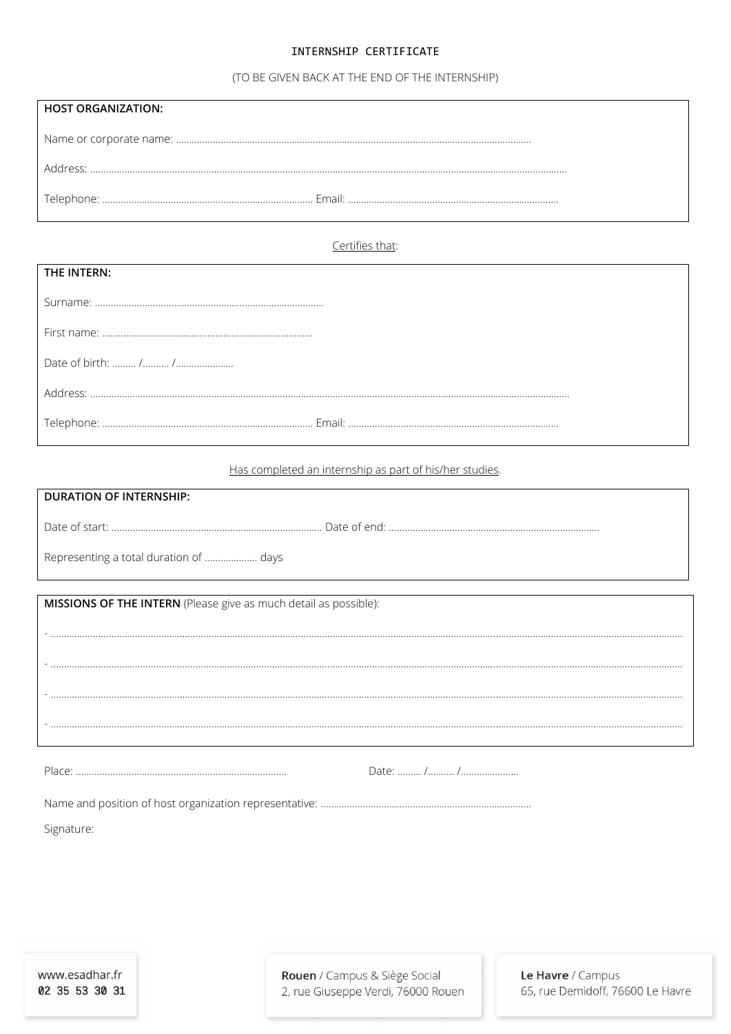# INTERNSHIP CERTIFICATE

(TO BE GIVEN BACK AT THE END OF THE INTERNSHIP)

**HOST ORGANIZATION:**

Name or corporate name: ..................................................................................................................................

Address: ...............................................................................................................................................................................

Telephone: ................................................................................ Email: ................................................................................

Certifies that:

**THE INTERN:**

Surname: .......................................................................................

First name: ................................................................................

Date of birth: ......... /.......... /.....................

Address: ...............................................................................................................................................................................

Telephone: ................................................................................ Email: ................................................................................

Has completed an internship as part of his/her studies.

**DURATION OF INTERNSHIP:**

Date of start: ................................................................................ Date of end: ................................................................................

Representing a total duration of .................... days

**MISSIONS OF THE INTERN** (Please give as much detail as possible):

- ...............................................................................................................................................................................

- ...............................................................................................................................................................................

- ...............................................................................................................................................................................

- ...............................................................................................................................................................................

Place: ................................................................................ Date: ......... /.......... /.....................

Name and position of host organization representative: ................................................................................

Signature:

www.esadhar.fr
02 35 53 30 31

**Rouen** / Campus & Siège Social
2, rue Giuseppe Verdi, 76000 Rouen

**Le Havre** / Campus
65, rue Demidoff, 76600 Le Havre